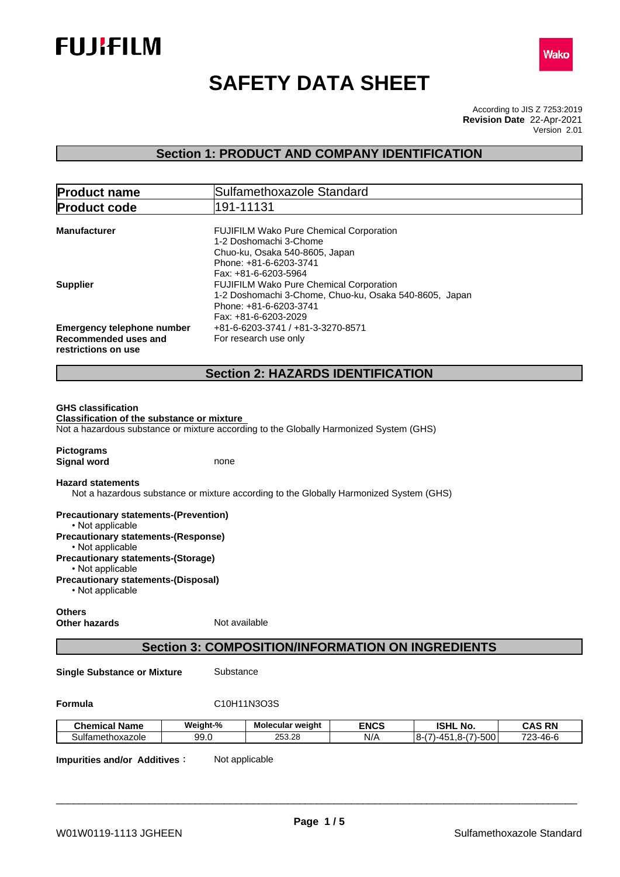# SAFETY DATA SHEET

According to JIS Z 7253:2019
**Revision Date** 22-Apr-2021
Version 2.01

## Section 1: PRODUCT AND COMPANY IDENTIFICATION

| | |
|---|---|
| **Product name** | Sulfamethoxazole Standard |
| **Product code** | 191-11131 |

**Manufacturer**
FUJIFILM Wako Pure Chemical Corporation
1-2 Doshomachi 3-Chome
Chuo-ku, Osaka 540-8605, Japan
Phone: +81-6-6203-3741
Fax: +81-6-6203-5964

**Supplier**
FUJIFILM Wako Pure Chemical Corporation
1-2 Doshomachi 3-Chome, Chuo-ku, Osaka 540-8605, Japan
Phone: +81-6-6203-3741
Fax: +81-6-6203-2029

**Emergency telephone number** +81-6-6203-3741 / +81-3-3270-8571

**Recommended uses and restrictions on use** For research use only

## Section 2: HAZARDS IDENTIFICATION

**GHS classification**

**Classification of the substance or mixture**

Not a hazardous substance or mixture according to the Globally Harmonized System (GHS)

**Pictograms**

**Signal word** none

**Hazard statements**

Not a hazardous substance or mixture according to the Globally Harmonized System (GHS)

**Precautionary statements-(Prevention)**
- Not applicable

**Precautionary statements-(Response)**
- Not applicable

**Precautionary statements-(Storage)**
- Not applicable

**Precautionary statements-(Disposal)**
- Not applicable

**Others**

**Other hazards** Not available

## Section 3: COMPOSITION/INFORMATION ON INGREDIENTS

**Single Substance or Mixture** Substance

**Formula** $C_{10}H_{11}N_3O_3S$

| Chemical Name | Weight-% | Molecular weight | ENCS | ISHL No. | CAS RN |
|---|---|---|---|---|---|
| Sulfamethoxazole | 99.0 | 253.28 | N/A | 8-(7)-451,8-(7)-500 | 723-46-6 |

**Impurities and/or Additives:** Not applicable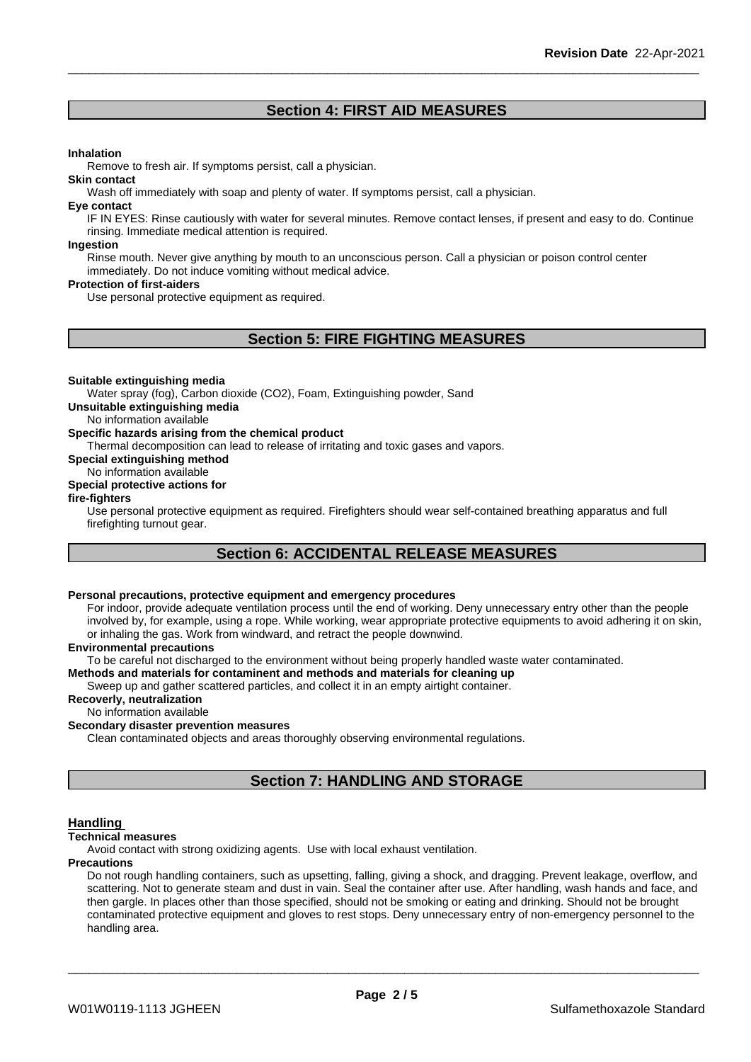## Section 4: FIRST AID MEASURES

**Inhalation**
Remove to fresh air. If symptoms persist, call a physician.

**Skin contact**
Wash off immediately with soap and plenty of water. If symptoms persist, call a physician.

**Eye contact**
IF IN EYES: Rinse cautiously with water for several minutes. Remove contact lenses, if present and easy to do. Continue rinsing. Immediate medical attention is required.

**Ingestion**
Rinse mouth. Never give anything by mouth to an unconscious person. Call a physician or poison control center immediately. Do not induce vomiting without medical advice.

**Protection of first-aiders**
Use personal protective equipment as required.

## Section 5: FIRE FIGHTING MEASURES

**Suitable extinguishing media**
Water spray (fog), Carbon dioxide ($CO_2$), Foam, Extinguishing powder, Sand

**Unsuitable extinguishing media**
No information available

**Specific hazards arising from the chemical product**
Thermal decomposition can lead to release of irritating and toxic gases and vapors.

**Special extinguishing method**
No information available

**Special protective actions for fire-fighters**
Use personal protective equipment as required. Firefighters should wear self-contained breathing apparatus and full firefighting turnout gear.

## Section 6: ACCIDENTAL RELEASE MEASURES

**Personal precautions, protective equipment and emergency procedures**
For indoor, provide adequate ventilation process until the end of working. Deny unnecessary entry other than the people involved by, for example, using a rope. While working, wear appropriate protective equipments to avoid adhering it on skin, or inhaling the gas. Work from windward, and retract the people downwind.

**Environmental precautions**
To be careful not discharged to the environment without being properly handled waste water contaminated.

**Methods and materials for contaminent and methods and materials for cleaning up**
Sweep up and gather scattered particles, and collect it in an empty airtight container.

**Recoverly, neutralization**
No information available

**Secondary disaster prevention measures**
Clean contaminated objects and areas thoroughly observing environmental regulations.

## Section 7: HANDLING AND STORAGE

### Handling

**Technical measures**
Avoid contact with strong oxidizing agents. Use with local exhaust ventilation.

**Precautions**
Do not rough handling containers, such as upsetting, falling, giving a shock, and dragging. Prevent leakage, overflow, and scattering. Not to generate steam and dust in vain. Seal the container after use. After handling, wash hands and face, and then gargle. In places other than those specified, should not be smoking or eating and drinking. Should not be brought contaminated protective equipment and gloves to rest stops. Deny unnecessary entry of non-emergency personnel to the handling area.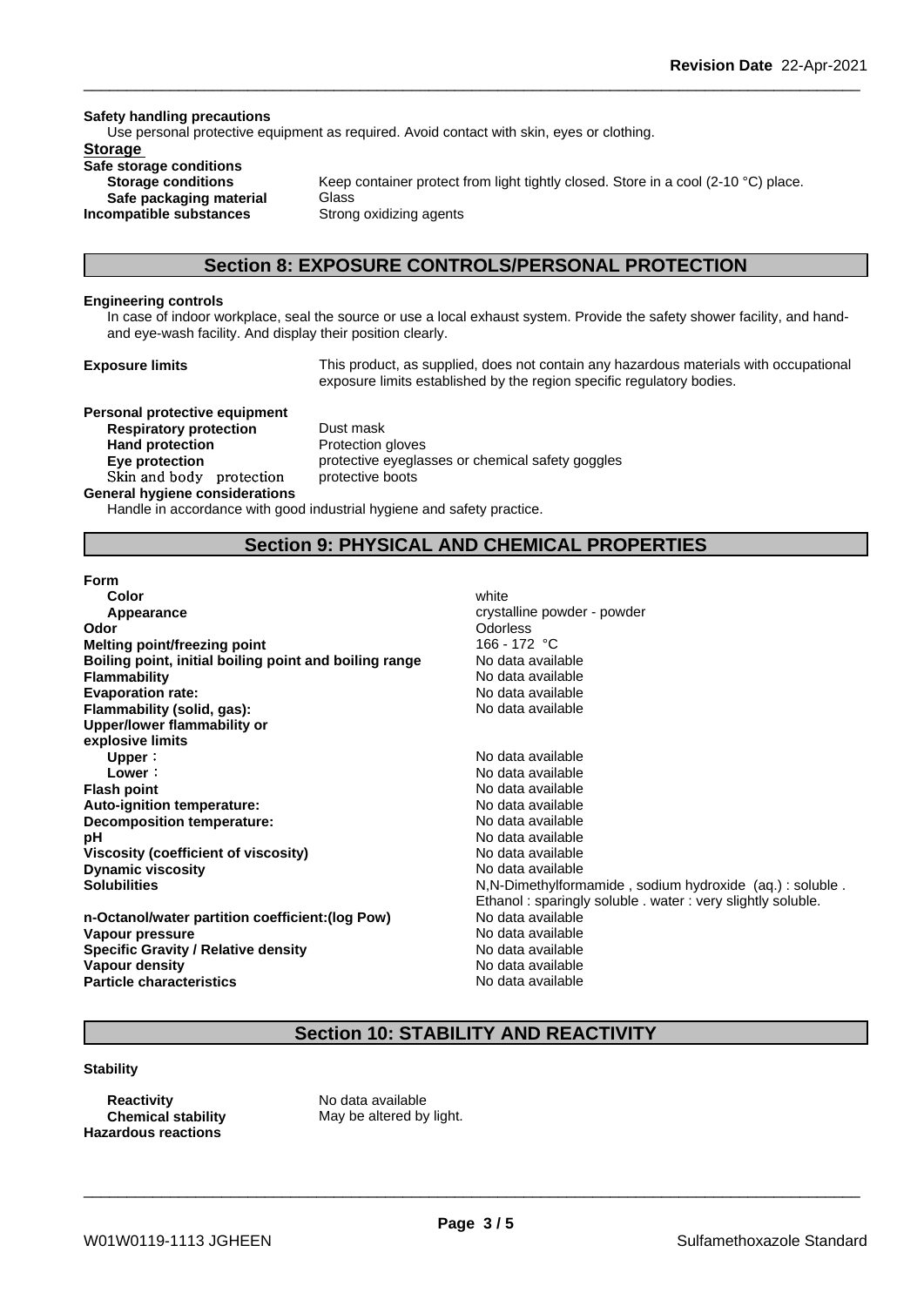**Safety handling precautions**

Use personal protective equipment as required. Avoid contact with skin, eyes or clothing.

**Storage**

**Safe storage conditions**

| | |
|---|---|
| **Storage conditions** | Keep container protect from light tightly closed. Store in a cool (2-10 °C) place. |
| **Safe packaging material** | Glass |
| **Incompatible substances** | Strong oxidizing agents |

## Section 8: EXPOSURE CONTROLS/PERSONAL PROTECTION

**Engineering controls**

In case of indoor workplace, seal the source or use a local exhaust system. Provide the safety shower facility, and hand-and eye-wash facility. And display their position clearly.

| | |
|---|---|
| **Exposure limits** | This product, as supplied, does not contain any hazardous materials with occupational exposure limits established by the region specific regulatory bodies. |

**Personal protective equipment**

| | |
|---|---|
| **Respiratory protection** | Dust mask |
| **Hand protection** | Protection gloves |
| **Eye protection** | protective eyeglasses or chemical safety goggles |
| Skin and body protection | protective boots |

**General hygiene considerations**

Handle in accordance with good industrial hygiene and safety practice.

## Section 9: PHYSICAL AND CHEMICAL PROPERTIES

**Form**

| | |
|---|---|
| **Color** | white |
| **Appearance** | crystalline powder - powder |
| **Odor** | Odorless |
| **Melting point/freezing point** | 166 - 172 °C |
| **Boiling point, initial boiling point and boiling range** | No data available |
| **Flammability** | No data available |
| **Evaporation rate:** | No data available |
| **Flammability (solid, gas):** | No data available |
| **Upper/lower flammability or explosive limits** | |
| **Upper**： | No data available |
| **Lower**： | No data available |
| **Flash point** | No data available |
| **Auto-ignition temperature:** | No data available |
| **Decomposition temperature:** | No data available |
| **pH** | No data available |
| **Viscosity (coefficient of viscosity)** | No data available |
| **Dynamic viscosity** | No data available |
| **Solubilities** | N,N-Dimethylformamide , sodium hydroxide (aq.) : soluble . Ethanol : sparingly soluble . water : very slightly soluble. |
| **n-Octanol/water partition coefficient:(log Pow)** | No data available |
| **Vapour pressure** | No data available |
| **Specific Gravity / Relative density** | No data available |
| **Vapour density** | No data available |
| **Particle characteristics** | No data available |

## Section 10: STABILITY AND REACTIVITY

**Stability**

| | |
|---|---|
| **Reactivity** | No data available |
| **Chemical stability** | May be altered by light. |

**Hazardous reactions**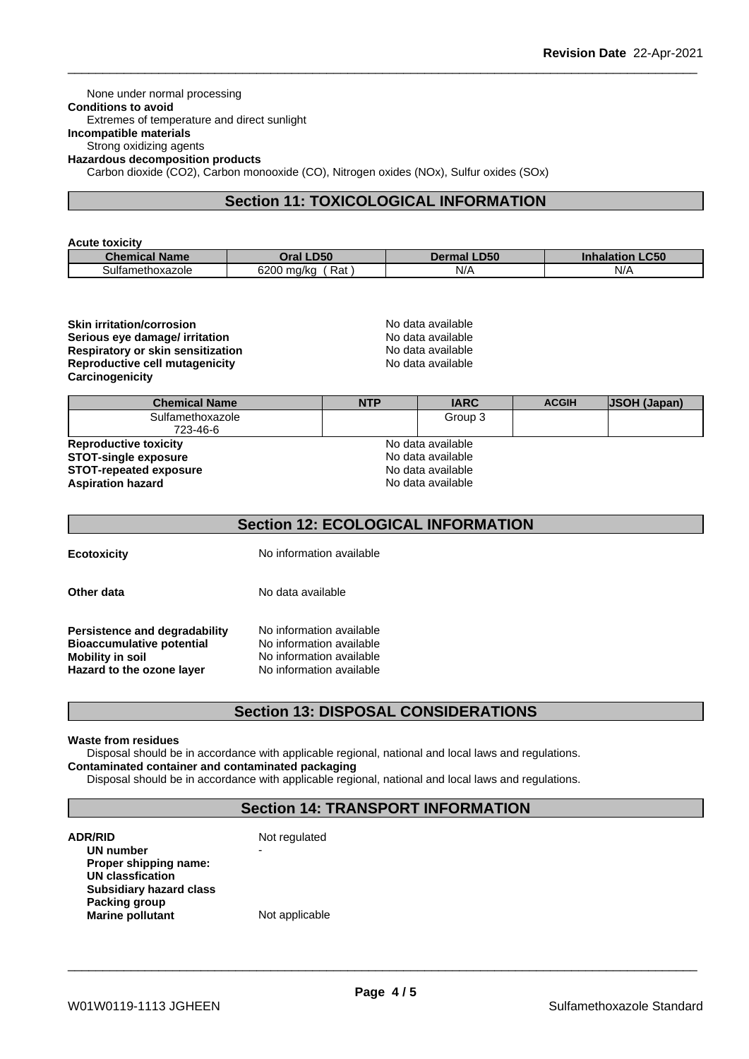None under normal processing

**Conditions to avoid**

Extremes of temperature and direct sunlight

**Incompatible materials**

Strong oxidizing agents

**Hazardous decomposition products**

Carbon dioxide ($CO_2$), Carbon monooxide (CO), Nitrogen oxides ($NO_x$), Sulfur oxides ($SO_x$)

## Section 11: TOXICOLOGICAL INFORMATION

**Acute toxicity**

| Chemical Name | Oral LD50 | Dermal LD50 | Inhalation LC50 |
|---|---|---|---|
| Sulfamethoxazole | 6200 mg/kg ( Rat ) | N/A | N/A |

**Skin irritation/corrosion** No data available
**Serious eye damage/ irritation** No data available
**Respiratory or skin sensitization** No data available
**Reproductive cell mutagenicity** No data available
**Carcinogenicity**

| Chemical Name | NTP | IARC | ACGIH | JSOH (Japan) |
|---|---|---|---|---|
| Sulfamethoxazole 723-46-6 | | Group 3 | | |

**Reproductive toxicity** No data available
**STOT-single exposure** No data available
**STOT-repeated exposure** No data available
**Aspiration hazard** No data available

## Section 12: ECOLOGICAL INFORMATION

**Ecotoxicity** No information available

**Other data** No data available

**Persistence and degradability** No information available
**Bioaccumulative potential** No information available
**Mobility in soil** No information available
**Hazard to the ozone layer** No information available

## Section 13: DISPOSAL CONSIDERATIONS

**Waste from residues**

Disposal should be in accordance with applicable regional, national and local laws and regulations.

**Contaminated container and contaminated packaging**

Disposal should be in accordance with applicable regional, national and local laws and regulations.

## Section 14: TRANSPORT INFORMATION

**ADR/RID** Not regulated
**UN number** -
**Proper shipping name:**
**UN classfication**
**Subsidiary hazard class**
**Packing group**
**Marine pollutant** Not applicable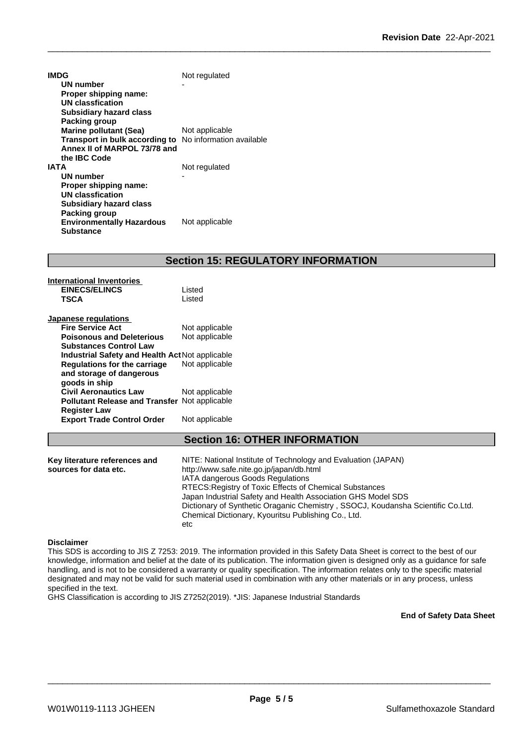| | |
|---|---|
| **IMDG** | Not regulated |
| **UN number** | - |
| **Proper shipping name:** | |
| **UN classfication** | |
| **Subsidiary hazard class** | |
| **Packing group** | |
| **Marine pollutant (Sea)** | Not applicable |
| **Transport in bulk according to Annex II of MARPOL 73/78 and the IBC Code** | No information available |
| **IATA** | Not regulated |
| **UN number** | - |
| **Proper shipping name:** | |
| **UN classfication** | |
| **Subsidiary hazard class** | |
| **Packing group** | |
| **Environmentally Hazardous Substance** | Not applicable |

## Section 15: REGULATORY INFORMATION

**International Inventories**

| | |
|---|---|
| **EINECS/ELINCS** | Listed |
| **TSCA** | Listed |

**Japanese regulations**

| | |
|---|---|
| **Fire Service Act** | Not applicable |
| **Poisonous and Deleterious Substances Control Law** | Not applicable |
| **Industrial Safety and Health Act** | Not applicable |
| **Regulations for the carriage and storage of dangerous goods in ship** | Not applicable |
| **Civil Aeronautics Law** | Not applicable |
| **Pollutant Release and Transfer Register Law** | Not applicable |
| **Export Trade Control Order** | Not applicable |

## Section 16: OTHER INFORMATION

**Key literature references and sources for data etc.**

NITE: National Institute of Technology and Evaluation (JAPAN)
http://www.safe.nite.go.jp/japan/db.html
IATA dangerous Goods Regulations
RTECS:Registry of Toxic Effects of Chemical Substances
Japan Industrial Safety and Health Association GHS Model SDS
Dictionary of Synthetic Oraganic Chemistry , SSOCJ, Koudansha Scientific Co.Ltd.
Chemical Dictionary, Kyouritsu Publishing Co., Ltd.
etc

**Disclaimer**

This SDS is according to JIS Z 7253: 2019. The information provided in this Safety Data Sheet is correct to the best of our knowledge, information and belief at the date of its publication. The information given is designed only as a guidance for safe handling, and is not to be considered a warranty or quality specification. The information relates only to the specific material designated and may not be valid for such material used in combination with any other materials or in any process, unless specified in the text.

GHS Classification is according to JIS Z7252(2019). *JIS: Japanese Industrial Standards

**End of Safety Data Sheet**